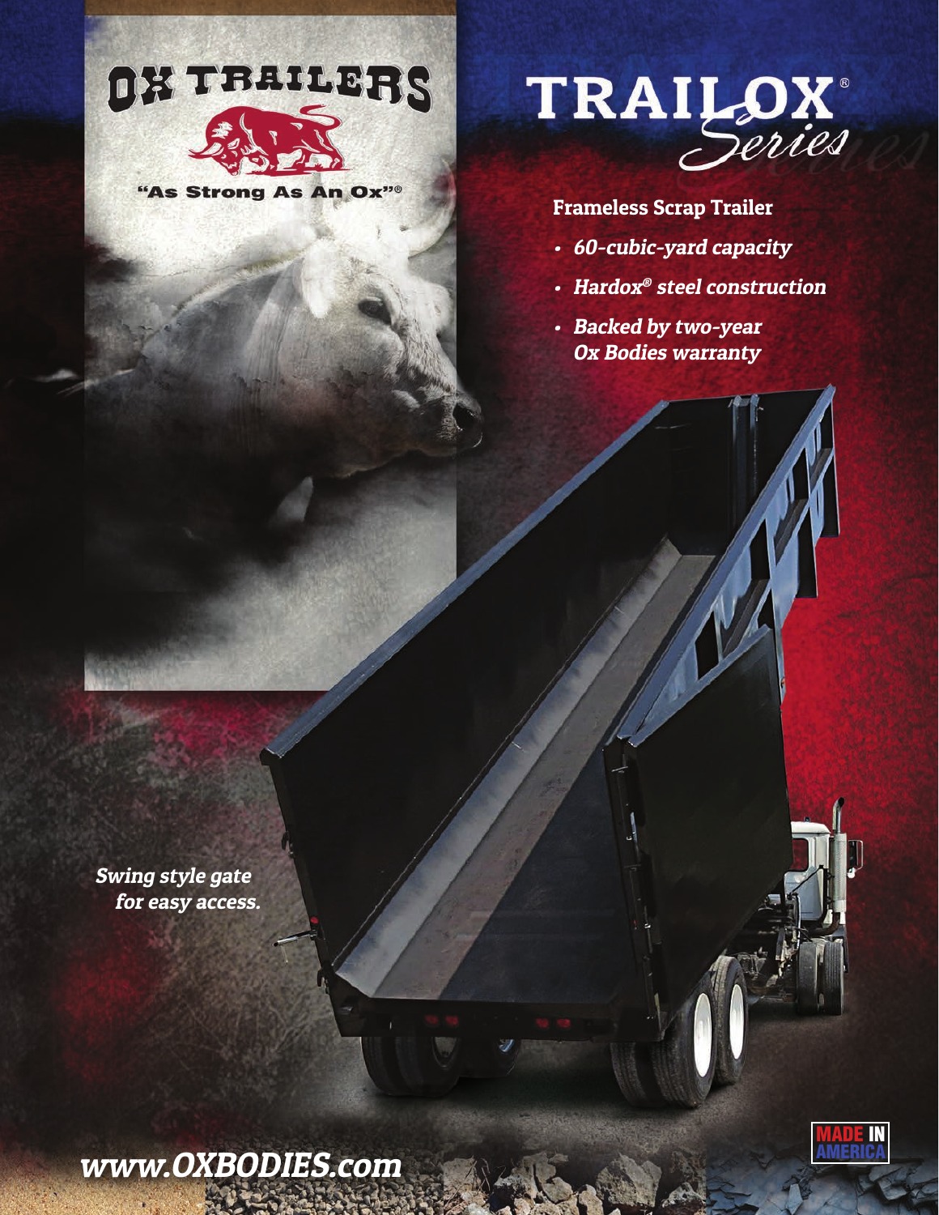# OX TRAILERS

"As Strong As An Ox"®

# TRAILOX® Series

## Frameless Scrap Trailer

- ***60-cubic-yard capacity***
- ***Hardox® steel construction***
- ***Backed by two-year Ox Bodies warranty***

***Swing style gate for easy access.***

MADE IN AMERICA

***www.OXBODIES.com***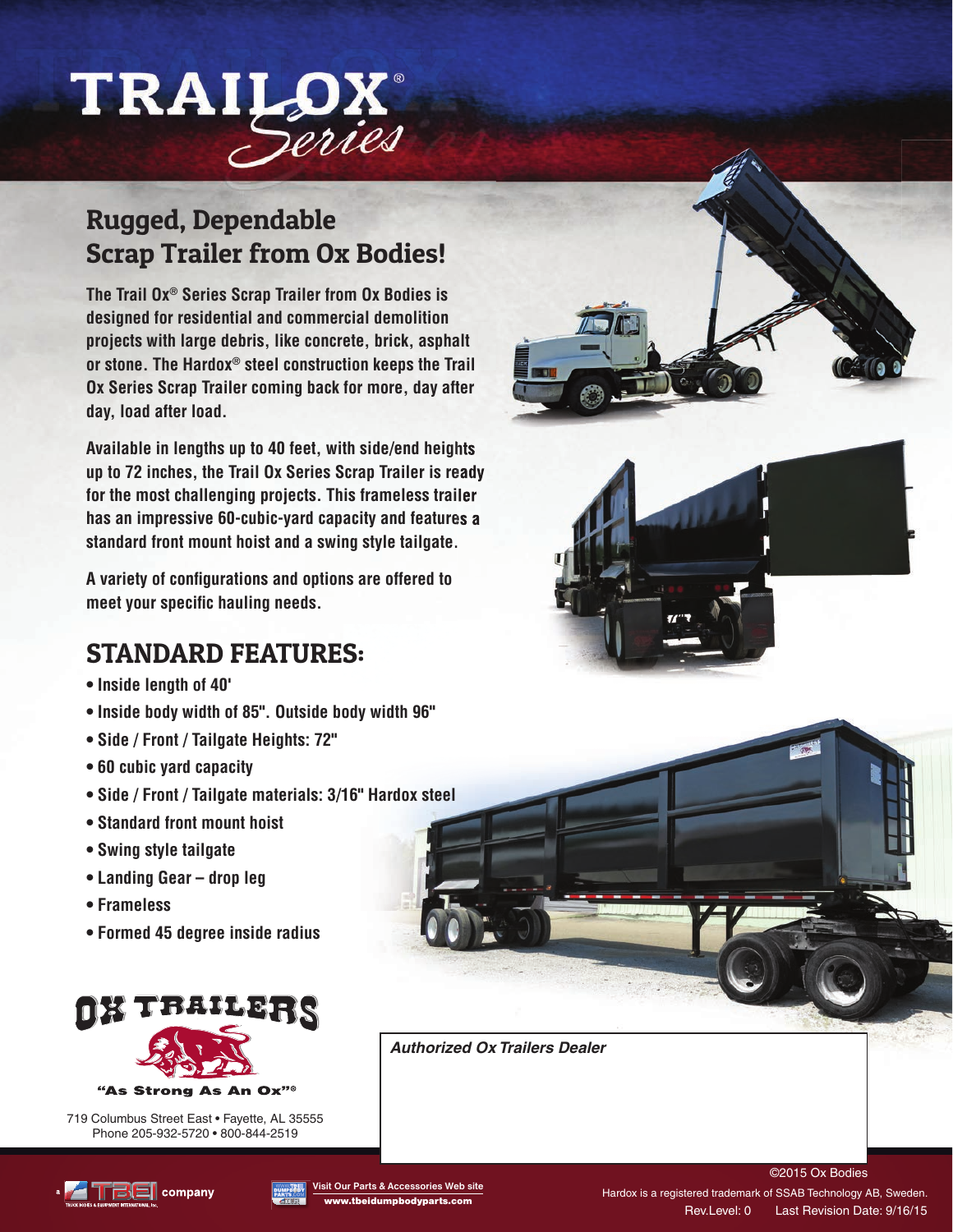# TRAIL OX® Series

## Rugged, Dependable Scrap Trailer from Ox Bodies!

**The Trail Ox® Series Scrap Trailer from Ox Bodies is designed for residential and commercial demolition projects with large debris, like concrete, brick, asphalt or stone. The Hardox® steel construction keeps the Trail Ox Series Scrap Trailer coming back for more, day after day, load after load.**

**Available in lengths up to 40 feet, with side/end heights up to 72 inches, the Trail Ox Series Scrap Trailer is ready for the most challenging projects. This frameless trailer has an impressive 60-cubic-yard capacity and features a standard front mount hoist and a swing style tailgate.**

**A variety of configurations and options are offered to meet your specific hauling needs.**

## STANDARD FEATURES:

- **Inside length of 40'**
- **Inside body width of 85". Outside body width 96"**
- **Side / Front / Tailgate Heights: 72"**
- **60 cubic yard capacity**
- **Side / Front / Tailgate materials: 3/16" Hardox steel**
- **Standard front mount hoist**
- **Swing style tailgate**
- **Landing Gear – drop leg**
- **Frameless**
- **Formed 45 degree inside radius**

OX TRAILERS

"As Strong As An Ox"®

719 Columbus Street East • Fayette, AL 35555
Phone 205-932-5720 • 800-844-2519

*Authorized Ox Trailers Dealer*

a TBEI company

Visit Our Parts & Accessories Web site
www.tbeidumpbodyparts.com

©2015 Ox Bodies
Hardox is a registered trademark of SSAB Technology AB, Sweden.
Rev.Level: 0 Last Revision Date: 9/16/15